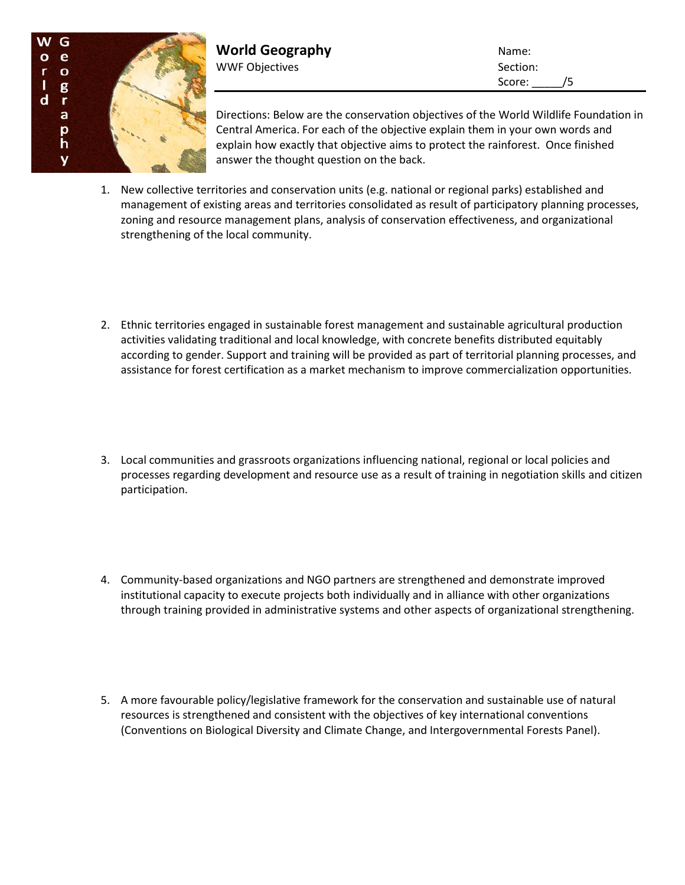# World Geography

WWF Objectives

Name:

Section:

Score: _____/5

Directions: Below are the conservation objectives of the World Wildlife Foundation in Central America. For each of the objective explain them in your own words and explain how exactly that objective aims to protect the rainforest. Once finished answer the thought question on the back.

1. New collective territories and conservation units (e.g. national or regional parks) established and management of existing areas and territories consolidated as result of participatory planning processes, zoning and resource management plans, analysis of conservation effectiveness, and organizational strengthening of the local community.

2. Ethnic territories engaged in sustainable forest management and sustainable agricultural production activities validating traditional and local knowledge, with concrete benefits distributed equitably according to gender. Support and training will be provided as part of territorial planning processes, and assistance for forest certification as a market mechanism to improve commercialization opportunities.

3. Local communities and grassroots organizations influencing national, regional or local policies and processes regarding development and resource use as a result of training in negotiation skills and citizen participation.

4. Community-based organizations and NGO partners are strengthened and demonstrate improved institutional capacity to execute projects both individually and in alliance with other organizations through training provided in administrative systems and other aspects of organizational strengthening.

5. A more favourable policy/legislative framework for the conservation and sustainable use of natural resources is strengthened and consistent with the objectives of key international conventions (Conventions on Biological Diversity and Climate Change, and Intergovernmental Forests Panel).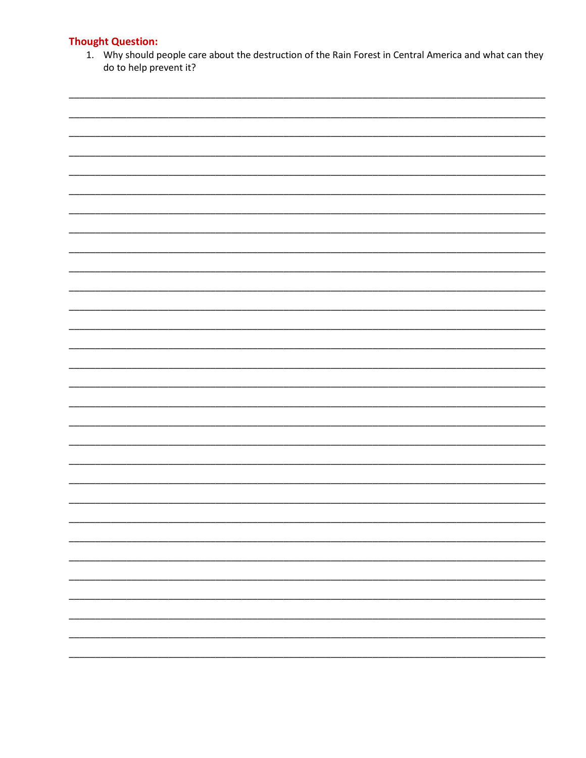**Thought Question:**

1. Why should people care about the destruction of the Rain Forest in Central America and what can they do to help prevent it?

_______________________________________________________________________________

_______________________________________________________________________________

_______________________________________________________________________________

_______________________________________________________________________________

_______________________________________________________________________________

_______________________________________________________________________________

_______________________________________________________________________________

_______________________________________________________________________________

_______________________________________________________________________________

_______________________________________________________________________________

_______________________________________________________________________________

_______________________________________________________________________________

_______________________________________________________________________________

_______________________________________________________________________________

_______________________________________________________________________________

_______________________________________________________________________________

_______________________________________________________________________________

_______________________________________________________________________________

_______________________________________________________________________________

_______________________________________________________________________________

_______________________________________________________________________________

_______________________________________________________________________________

_______________________________________________________________________________

_______________________________________________________________________________

_______________________________________________________________________________

_______________________________________________________________________________

_______________________________________________________________________________

_______________________________________________________________________________

_______________________________________________________________________________

_______________________________________________________________________________